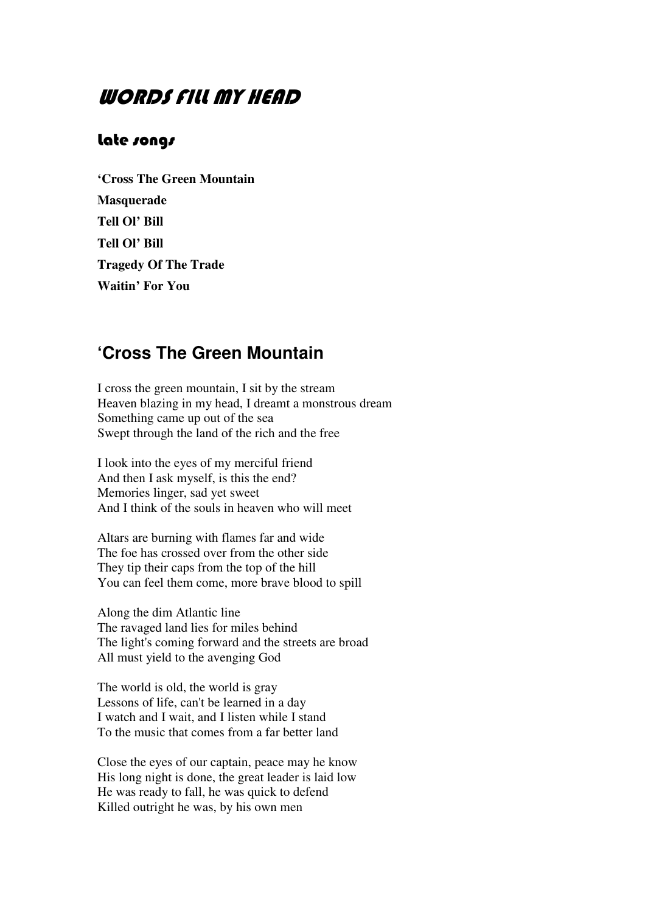# WORDS FILL MY HEAD

## Late songs

**'Cross The Green Mountain**

**Masquerade**

**Tell Ol' Bill**

**Tell Ol' Bill**

**Tragedy Of The Trade**

**Waitin' For You**

## 'Cross The Green Mountain

I cross the green mountain, I sit by the stream
Heaven blazing in my head, I dreamt a monstrous dream
Something came up out of the sea
Swept through the land of the rich and the free

I look into the eyes of my merciful friend
And then I ask myself, is this the end?
Memories linger, sad yet sweet
And I think of the souls in heaven who will meet

Altars are burning with flames far and wide
The foe has crossed over from the other side
They tip their caps from the top of the hill
You can feel them come, more brave blood to spill

Along the dim Atlantic line
The ravaged land lies for miles behind
The light's coming forward and the streets are broad
All must yield to the avenging God

The world is old, the world is gray
Lessons of life, can't be learned in a day
I watch and I wait, and I listen while I stand
To the music that comes from a far better land

Close the eyes of our captain, peace may he know
His long night is done, the great leader is laid low
He was ready to fall, he was quick to defend
Killed outright he was, by his own men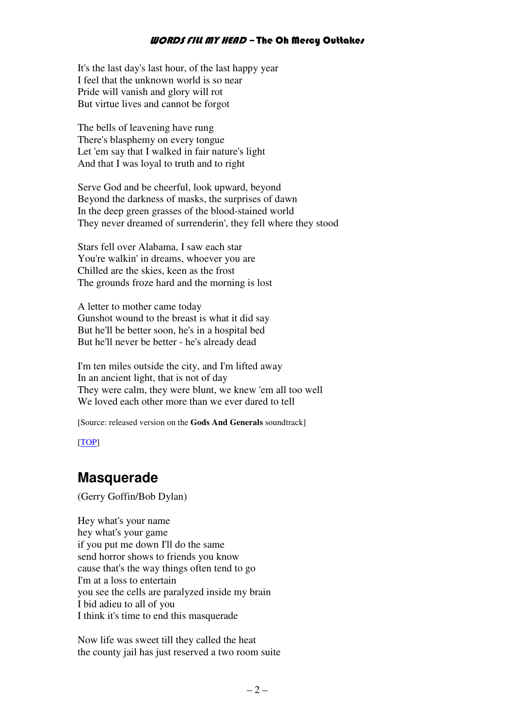It's the last day's last hour, of the last happy year
I feel that the unknown world is so near
Pride will vanish and glory will rot
But virtue lives and cannot be forgot

The bells of leavening have rung
There's blasphemy on every tongue
Let 'em say that I walked in fair nature's light
And that I was loyal to truth and to right

Serve God and be cheerful, look upward, beyond
Beyond the darkness of masks, the surprises of dawn
In the deep green grasses of the blood-stained world
They never dreamed of surrenderin', they fell where they stood

Stars fell over Alabama, I saw each star
You're walkin' in dreams, whoever you are
Chilled are the skies, keen as the frost
The grounds froze hard and the morning is lost

A letter to mother came today
Gunshot wound to the breast is what it did say
But he'll be better soon, he's in a hospital bed
But he'll never be better - he's already dead

I'm ten miles outside the city, and I'm lifted away
In an ancient light, that is not of day
They were calm, they were blunt, we knew 'em all too well
We loved each other more than we ever dared to tell

[Source: released version on the **Gods And Generals** soundtrack]

[TOP]

## Masquerade

(Gerry Goffin/Bob Dylan)

Hey what's your name
hey what's your game
if you put me down I'll do the same
send horror shows to friends you know
cause that's the way things often tend to go
I'm at a loss to entertain
you see the cells are paralyzed inside my brain
I bid adieu to all of you
I think it's time to end this masquerade

Now life was sweet till they called the heat
the county jail has just reserved a two room suite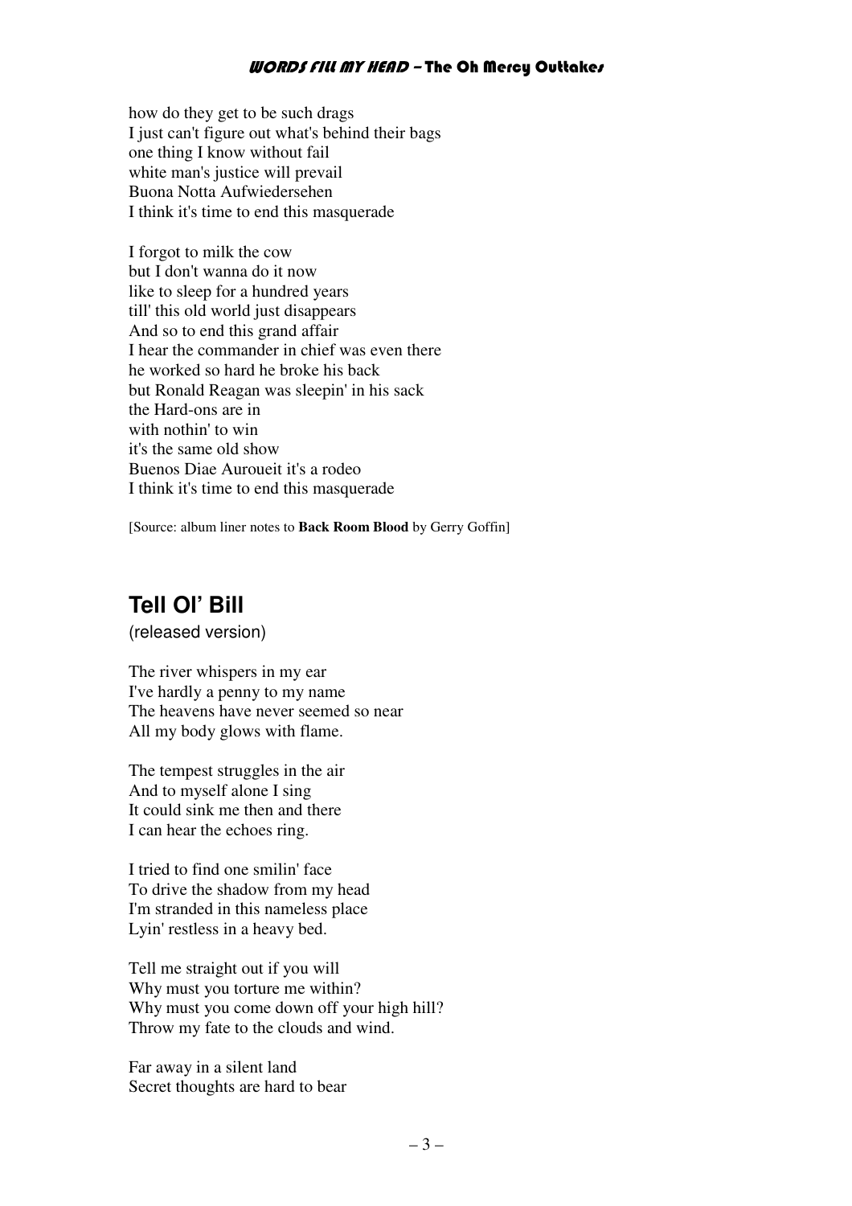how do they get to be such drags
I just can't figure out what's behind their bags
one thing I know without fail
white man's justice will prevail
Buona Notta Aufwiedersehen
I think it's time to end this masquerade

I forgot to milk the cow
but I don't wanna do it now
like to sleep for a hundred years
till' this old world just disappears
And so to end this grand affair
I hear the commander in chief was even there
he worked so hard he broke his back
but Ronald Reagan was sleepin' in his sack
the Hard-ons are in
with nothin' to win
it's the same old show
Buenos Diae Auroueit it's a rodeo
I think it's time to end this masquerade

[Source: album liner notes to **Back Room Blood** by Gerry Goffin]

## Tell Ol' Bill

(released version)

The river whispers in my ear
I've hardly a penny to my name
The heavens have never seemed so near
All my body glows with flame.

The tempest struggles in the air
And to myself alone I sing
It could sink me then and there
I can hear the echoes ring.

I tried to find one smilin' face
To drive the shadow from my head
I'm stranded in this nameless place
Lyin' restless in a heavy bed.

Tell me straight out if you will
Why must you torture me within?
Why must you come down off your high hill?
Throw my fate to the clouds and wind.

Far away in a silent land
Secret thoughts are hard to bear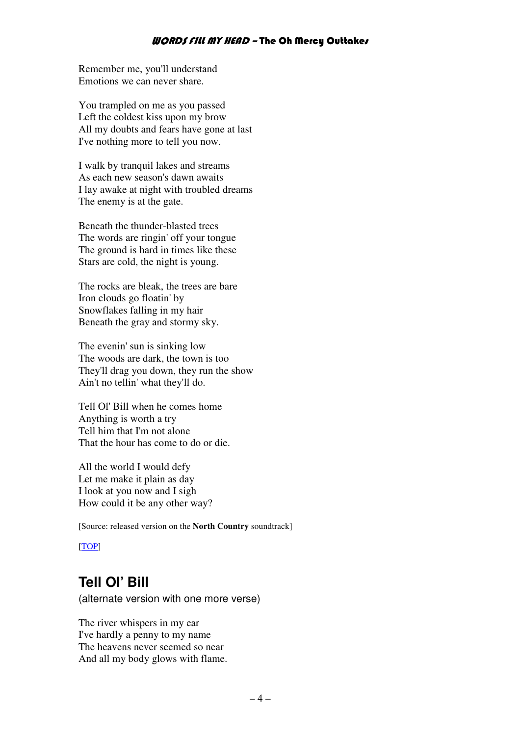Remember me, you'll understand
Emotions we can never share.

You trampled on me as you passed
Left the coldest kiss upon my brow
All my doubts and fears have gone at last
I've nothing more to tell you now.

I walk by tranquil lakes and streams
As each new season's dawn awaits
I lay awake at night with troubled dreams
The enemy is at the gate.

Beneath the thunder-blasted trees
The words are ringin' off your tongue
The ground is hard in times like these
Stars are cold, the night is young.

The rocks are bleak, the trees are bare
Iron clouds go floatin' by
Snowflakes falling in my hair
Beneath the gray and stormy sky.

The evenin' sun is sinking low
The woods are dark, the town is too
They'll drag you down, they run the show
Ain't no tellin' what they'll do.

Tell Ol' Bill when he comes home
Anything is worth a try
Tell him that I'm not alone
That the hour has come to do or die.

All the world I would defy
Let me make it plain as day
I look at you now and I sigh
How could it be any other way?

[Source: released version on the **North Country** soundtrack]

[TOP]

## Tell Ol' Bill

(alternate version with one more verse)

The river whispers in my ear
I've hardly a penny to my name
The heavens never seemed so near
And all my body glows with flame.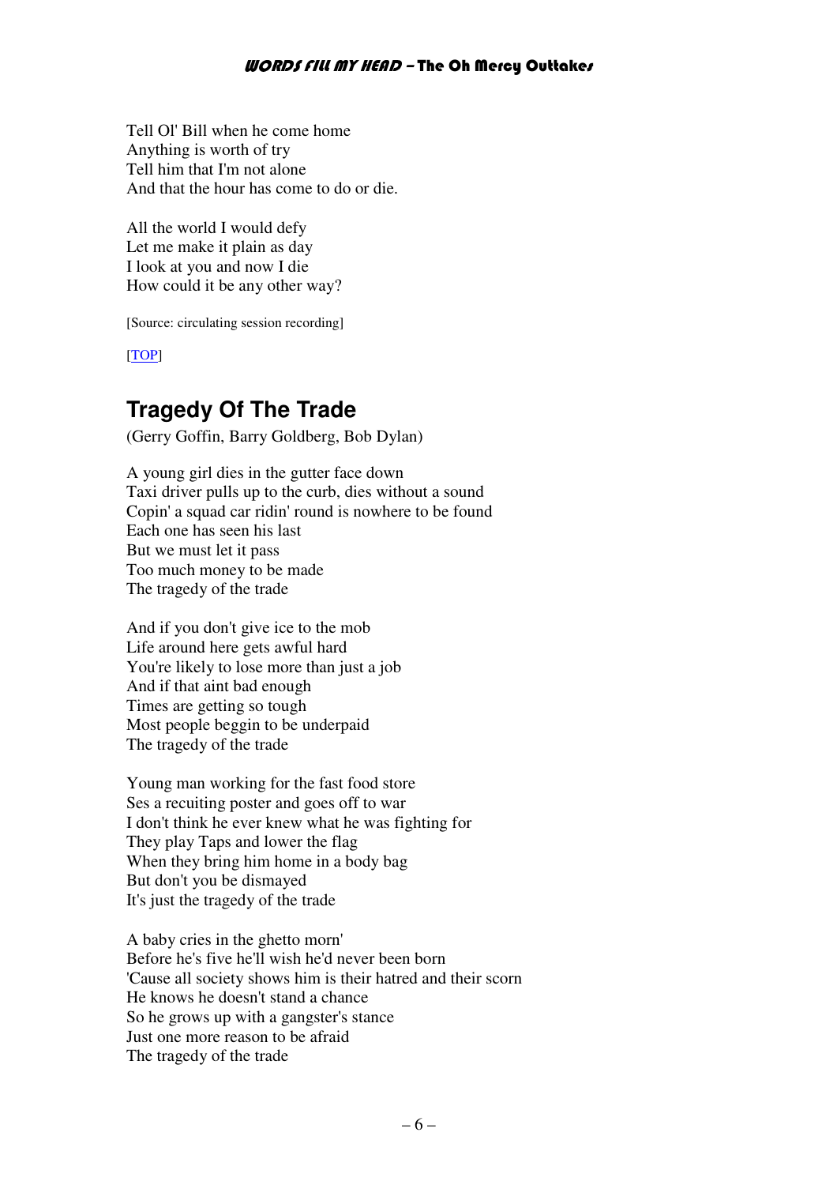Tell Ol' Bill when he come home
Anything is worth of try
Tell him that I'm not alone
And that the hour has come to do or die.

All the world I would defy
Let me make it plain as day
I look at you and now I die
How could it be any other way?

[Source: circulating session recording]

[TOP]

## Tragedy Of The Trade

(Gerry Goffin, Barry Goldberg, Bob Dylan)

A young girl dies in the gutter face down
Taxi driver pulls up to the curb, dies without a sound
Copin' a squad car ridin' round is nowhere to be found
Each one has seen his last
But we must let it pass
Too much money to be made
The tragedy of the trade

And if you don't give ice to the mob
Life around here gets awful hard
You're likely to lose more than just a job
And if that aint bad enough
Times are getting so tough
Most people beggin to be underpaid
The tragedy of the trade

Young man working for the fast food store
Ses a recuiting poster and goes off to war
I don't think he ever knew what he was fighting for
They play Taps and lower the flag
When they bring him home in a body bag
But don't you be dismayed
It's just the tragedy of the trade

A baby cries in the ghetto morn'
Before he's five he'll wish he'd never been born
'Cause all society shows him is their hatred and their scorn
He knows he doesn't stand a chance
So he grows up with a gangster's stance
Just one more reason to be afraid
The tragedy of the trade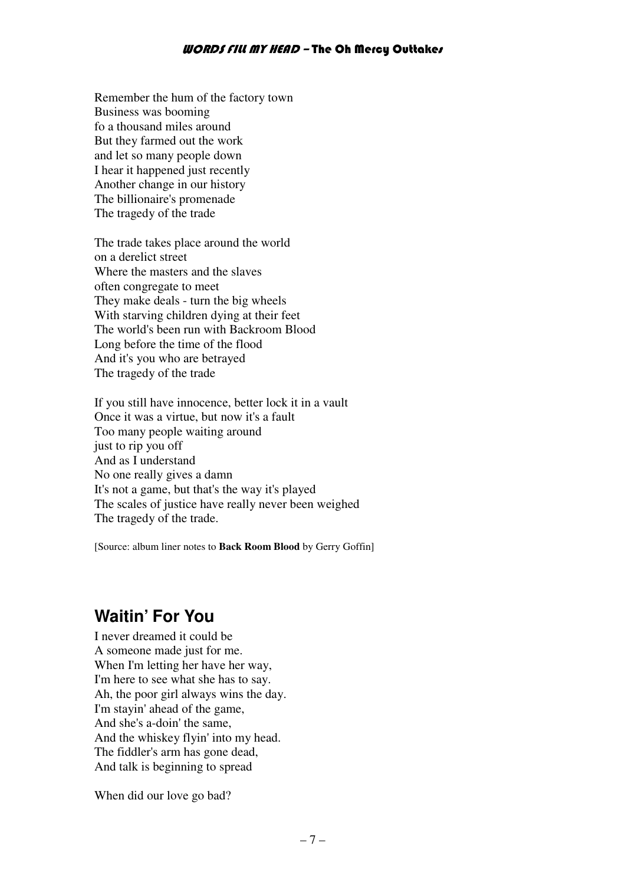Remember the hum of the factory town  
Business was booming  
fo a thousand miles around  
But they farmed out the work  
and let so many people down  
I hear it happened just recently  
Another change in our history  
The billionaire's promenade  
The tragedy of the trade

The trade takes place around the world  
on a derelict street  
Where the masters and the slaves  
often congregate to meet  
They make deals - turn the big wheels  
With starving children dying at their feet  
The world's been run with Backroom Blood  
Long before the time of the flood  
And it's you who are betrayed  
The tragedy of the trade

If you still have innocence, better lock it in a vault  
Once it was a virtue, but now it's a fault  
Too many people waiting around  
just to rip you off  
And as I understand  
No one really gives a damn  
It's not a game, but that's the way it's played  
The scales of justice have really never been weighed  
The tragedy of the trade.

[Source: album liner notes to **Back Room Blood** by Gerry Goffin]

## Waitin' For You

I never dreamed it could be  
A someone made just for me.  
When I'm letting her have her way,  
I'm here to see what she has to say.  
Ah, the poor girl always wins the day.  
I'm stayin' ahead of the game,  
And she's a-doin' the same,  
And the whiskey flyin' into my head.  
The fiddler's arm has gone dead,  
And talk is beginning to spread

When did our love go bad?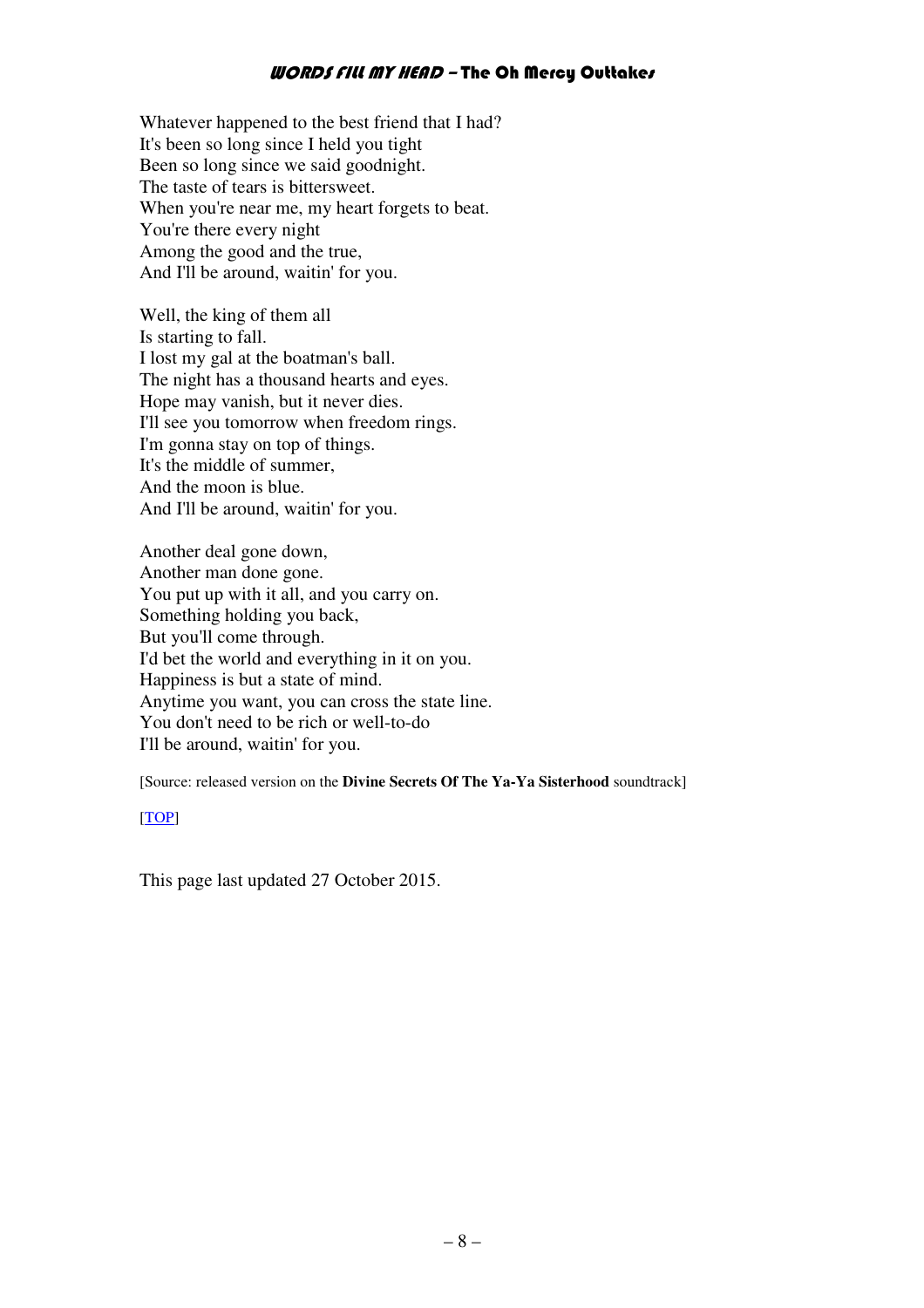Whatever happened to the best friend that I had?
It's been so long since I held you tight
Been so long since we said goodnight.
The taste of tears is bittersweet.
When you're near me, my heart forgets to beat.
You're there every night
Among the good and the true,
And I'll be around, waitin' for you.

Well, the king of them all
Is starting to fall.
I lost my gal at the boatman's ball.
The night has a thousand hearts and eyes.
Hope may vanish, but it never dies.
I'll see you tomorrow when freedom rings.
I'm gonna stay on top of things.
It's the middle of summer,
And the moon is blue.
And I'll be around, waitin' for you.

Another deal gone down,
Another man done gone.
You put up with it all, and you carry on.
Something holding you back,
But you'll come through.
I'd bet the world and everything in it on you.
Happiness is but a state of mind.
Anytime you want, you can cross the state line.
You don't need to be rich or well-to-do
I'll be around, waitin' for you.

[Source: released version on the **Divine Secrets Of The Ya-Ya Sisterhood** soundtrack]

[TOP]

This page last updated 27 October 2015.